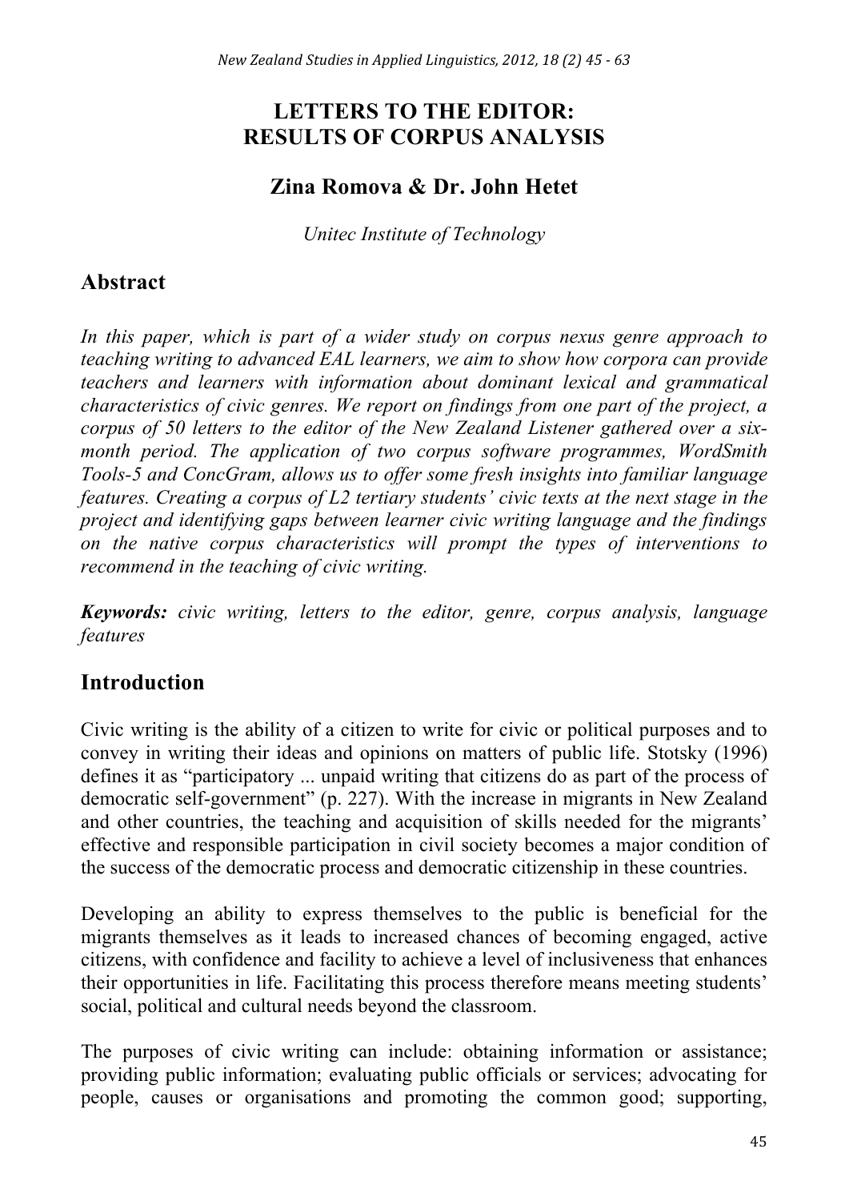# LETTERS TO THE EDITOR: RESULTS OF CORPUS ANALYSIS

**Zina Romova & Dr. John Hetet**

*Unitec Institute of Technology*

## Abstract

*In this paper, which is part of a wider study on corpus nexus genre approach to teaching writing to advanced EAL learners, we aim to show how corpora can provide teachers and learners with information about dominant lexical and grammatical characteristics of civic genres. We report on findings from one part of the project, a corpus of 50 letters to the editor of the New Zealand Listener gathered over a six-month period. The application of two corpus software programmes, WordSmith Tools-5 and ConcGram, allows us to offer some fresh insights into familiar language features. Creating a corpus of L2 tertiary students' civic texts at the next stage in the project and identifying gaps between learner civic writing language and the findings on the native corpus characteristics will prompt the types of interventions to recommend in the teaching of civic writing.*

***Keywords:*** *civic writing, letters to the editor, genre, corpus analysis, language features*

## Introduction

Civic writing is the ability of a citizen to write for civic or political purposes and to convey in writing their ideas and opinions on matters of public life. Stotsky (1996) defines it as "participatory ... unpaid writing that citizens do as part of the process of democratic self-government" (p. 227). With the increase in migrants in New Zealand and other countries, the teaching and acquisition of skills needed for the migrants' effective and responsible participation in civil society becomes a major condition of the success of the democratic process and democratic citizenship in these countries.

Developing an ability to express themselves to the public is beneficial for the migrants themselves as it leads to increased chances of becoming engaged, active citizens, with confidence and facility to achieve a level of inclusiveness that enhances their opportunities in life. Facilitating this process therefore means meeting students' social, political and cultural needs beyond the classroom.

The purposes of civic writing can include: obtaining information or assistance; providing public information; evaluating public officials or services; advocating for people, causes or organisations and promoting the common good; supporting,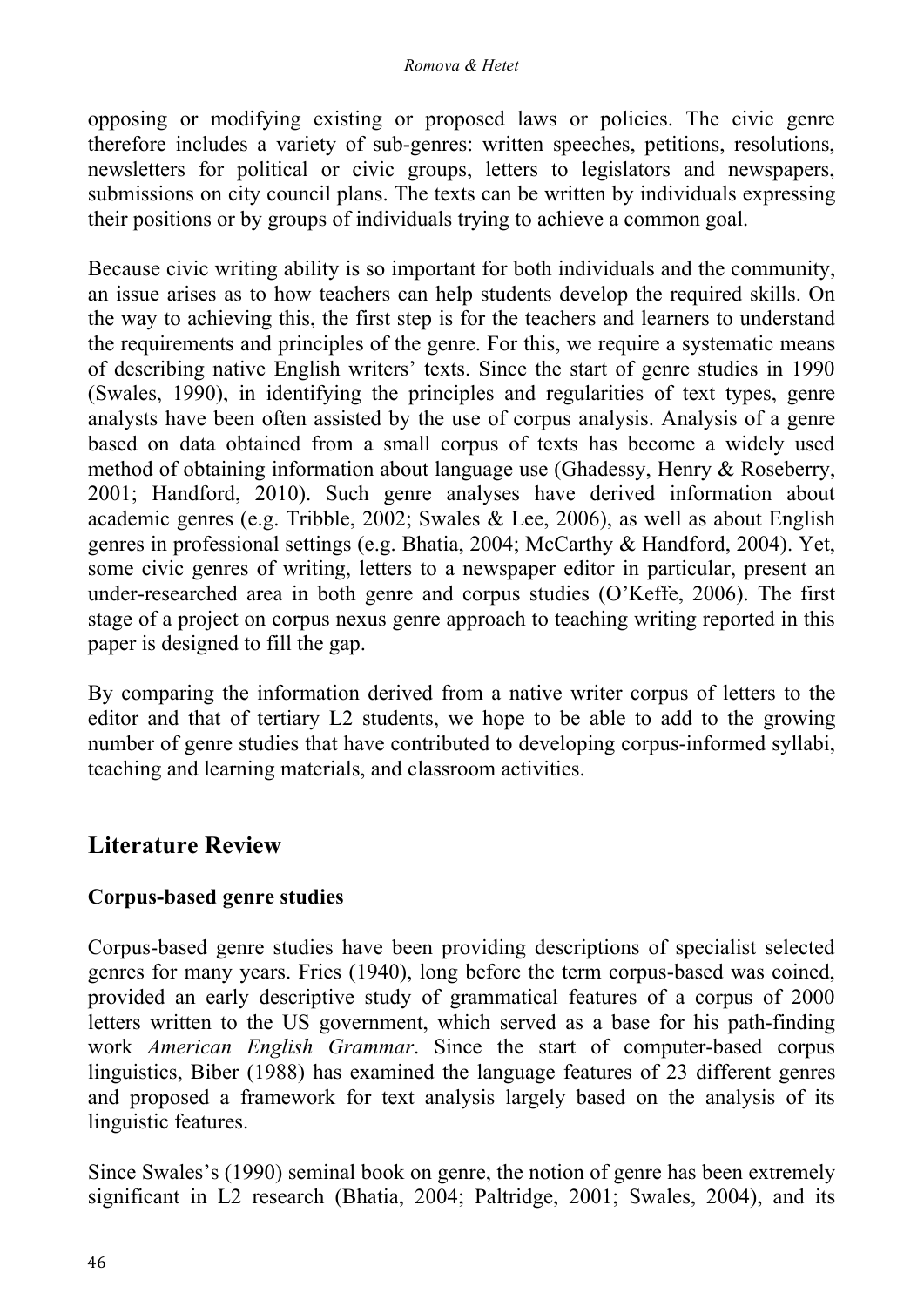opposing or modifying existing or proposed laws or policies. The civic genre therefore includes a variety of sub-genres: written speeches, petitions, resolutions, newsletters for political or civic groups, letters to legislators and newspapers, submissions on city council plans. The texts can be written by individuals expressing their positions or by groups of individuals trying to achieve a common goal.

Because civic writing ability is so important for both individuals and the community, an issue arises as to how teachers can help students develop the required skills. On the way to achieving this, the first step is for the teachers and learners to understand the requirements and principles of the genre. For this, we require a systematic means of describing native English writers' texts. Since the start of genre studies in 1990 (Swales, 1990), in identifying the principles and regularities of text types, genre analysts have been often assisted by the use of corpus analysis. Analysis of a genre based on data obtained from a small corpus of texts has become a widely used method of obtaining information about language use (Ghadessy, Henry & Roseberry, 2001; Handford, 2010). Such genre analyses have derived information about academic genres (e.g. Tribble, 2002; Swales & Lee, 2006), as well as about English genres in professional settings (e.g. Bhatia, 2004; McCarthy & Handford, 2004). Yet, some civic genres of writing, letters to a newspaper editor in particular, present an under-researched area in both genre and corpus studies (O'Keffe, 2006). The first stage of a project on corpus nexus genre approach to teaching writing reported in this paper is designed to fill the gap.

By comparing the information derived from a native writer corpus of letters to the editor and that of tertiary L2 students, we hope to be able to add to the growing number of genre studies that have contributed to developing corpus-informed syllabi, teaching and learning materials, and classroom activities.

## Literature Review

### Corpus-based genre studies

Corpus-based genre studies have been providing descriptions of specialist selected genres for many years. Fries (1940), long before the term corpus-based was coined, provided an early descriptive study of grammatical features of a corpus of 2000 letters written to the US government, which served as a base for his path-finding work *American English Grammar*. Since the start of computer-based corpus linguistics, Biber (1988) has examined the language features of 23 different genres and proposed a framework for text analysis largely based on the analysis of its linguistic features.

Since Swales's (1990) seminal book on genre, the notion of genre has been extremely significant in L2 research (Bhatia, 2004; Paltridge, 2001; Swales, 2004), and its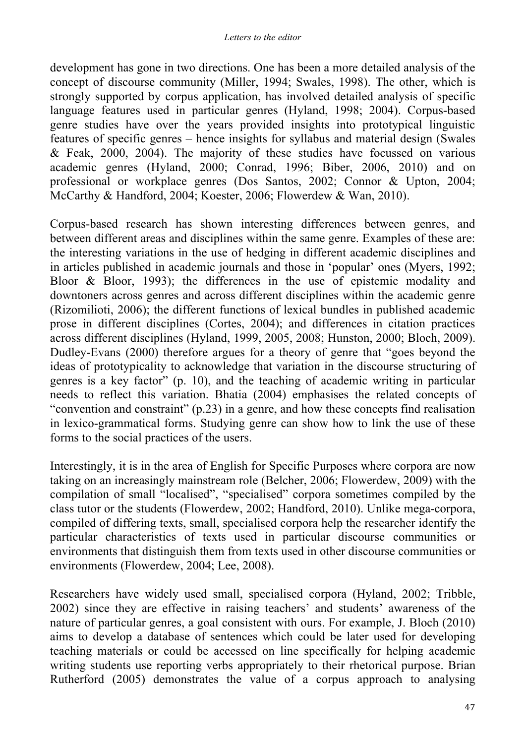development has gone in two directions. One has been a more detailed analysis of the concept of discourse community (Miller, 1994; Swales, 1998). The other, which is strongly supported by corpus application, has involved detailed analysis of specific language features used in particular genres (Hyland, 1998; 2004). Corpus-based genre studies have over the years provided insights into prototypical linguistic features of specific genres – hence insights for syllabus and material design (Swales & Feak, 2000, 2004). The majority of these studies have focussed on various academic genres (Hyland, 2000; Conrad, 1996; Biber, 2006, 2010) and on professional or workplace genres (Dos Santos, 2002; Connor & Upton, 2004; McCarthy & Handford, 2004; Koester, 2006; Flowerdew & Wan, 2010).

Corpus-based research has shown interesting differences between genres, and between different areas and disciplines within the same genre. Examples of these are: the interesting variations in the use of hedging in different academic disciplines and in articles published in academic journals and those in 'popular' ones (Myers, 1992; Bloor & Bloor, 1993); the differences in the use of epistemic modality and downtoners across genres and across different disciplines within the academic genre (Rizomilioti, 2006); the different functions of lexical bundles in published academic prose in different disciplines (Cortes, 2004); and differences in citation practices across different disciplines (Hyland, 1999, 2005, 2008; Hunston, 2000; Bloch, 2009). Dudley-Evans (2000) therefore argues for a theory of genre that "goes beyond the ideas of prototypicality to acknowledge that variation in the discourse structuring of genres is a key factor" (p. 10), and the teaching of academic writing in particular needs to reflect this variation. Bhatia (2004) emphasises the related concepts of "convention and constraint" (p.23) in a genre, and how these concepts find realisation in lexico-grammatical forms. Studying genre can show how to link the use of these forms to the social practices of the users.

Interestingly, it is in the area of English for Specific Purposes where corpora are now taking on an increasingly mainstream role (Belcher, 2006; Flowerdew, 2009) with the compilation of small "localised", "specialised" corpora sometimes compiled by the class tutor or the students (Flowerdew, 2002; Handford, 2010). Unlike mega-corpora, compiled of differing texts, small, specialised corpora help the researcher identify the particular characteristics of texts used in particular discourse communities or environments that distinguish them from texts used in other discourse communities or environments (Flowerdew, 2004; Lee, 2008).

Researchers have widely used small, specialised corpora (Hyland, 2002; Tribble, 2002) since they are effective in raising teachers' and students' awareness of the nature of particular genres, a goal consistent with ours. For example, J. Bloch (2010) aims to develop a database of sentences which could be later used for developing teaching materials or could be accessed on line specifically for helping academic writing students use reporting verbs appropriately to their rhetorical purpose. Brian Rutherford (2005) demonstrates the value of a corpus approach to analysing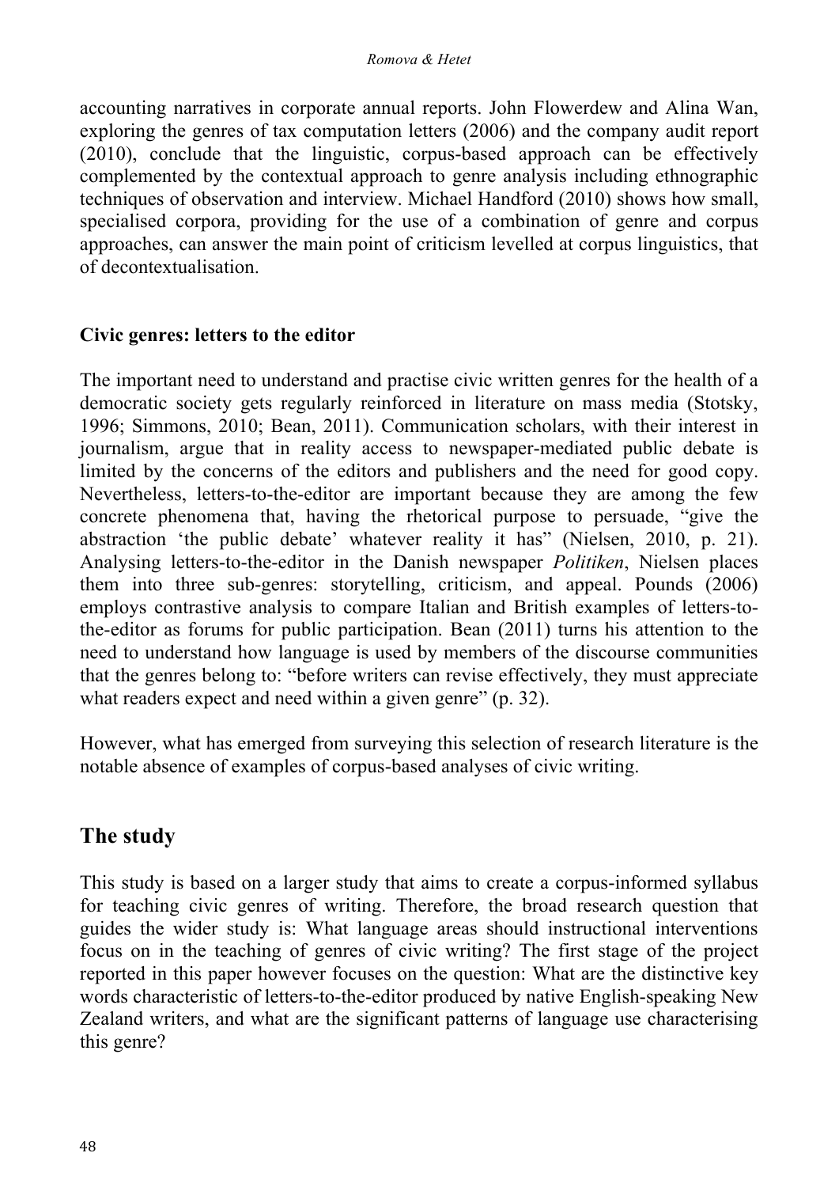accounting narratives in corporate annual reports. John Flowerdew and Alina Wan, exploring the genres of tax computation letters (2006) and the company audit report (2010), conclude that the linguistic, corpus-based approach can be effectively complemented by the contextual approach to genre analysis including ethnographic techniques of observation and interview. Michael Handford (2010) shows how small, specialised corpora, providing for the use of a combination of genre and corpus approaches, can answer the main point of criticism levelled at corpus linguistics, that of decontextualisation.

### Civic genres: letters to the editor

The important need to understand and practise civic written genres for the health of a democratic society gets regularly reinforced in literature on mass media (Stotsky, 1996; Simmons, 2010; Bean, 2011). Communication scholars, with their interest in journalism, argue that in reality access to newspaper-mediated public debate is limited by the concerns of the editors and publishers and the need for good copy. Nevertheless, letters-to-the-editor are important because they are among the few concrete phenomena that, having the rhetorical purpose to persuade, "give the abstraction 'the public debate' whatever reality it has" (Nielsen, 2010, p. 21). Analysing letters-to-the-editor in the Danish newspaper *Politiken*, Nielsen places them into three sub-genres: storytelling, criticism, and appeal. Pounds (2006) employs contrastive analysis to compare Italian and British examples of letters-to-the-editor as forums for public participation. Bean (2011) turns his attention to the need to understand how language is used by members of the discourse communities that the genres belong to: "before writers can revise effectively, they must appreciate what readers expect and need within a given genre" (p. 32).

However, what has emerged from surveying this selection of research literature is the notable absence of examples of corpus-based analyses of civic writing.

## The study

This study is based on a larger study that aims to create a corpus-informed syllabus for teaching civic genres of writing. Therefore, the broad research question that guides the wider study is: What language areas should instructional interventions focus on in the teaching of genres of civic writing? The first stage of the project reported in this paper however focuses on the question: What are the distinctive key words characteristic of letters-to-the-editor produced by native English-speaking New Zealand writers, and what are the significant patterns of language use characterising this genre?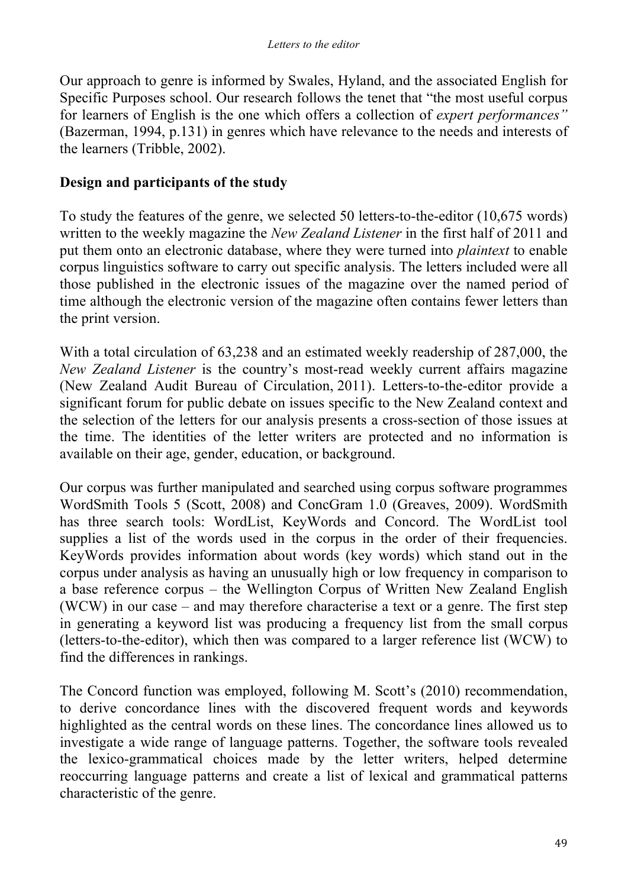Our approach to genre is informed by Swales, Hyland, and the associated English for Specific Purposes school. Our research follows the tenet that "the most useful corpus for learners of English is the one which offers a collection of *expert performances"* (Bazerman, 1994, p.131) in genres which have relevance to the needs and interests of the learners (Tribble, 2002).

## Design and participants of the study

To study the features of the genre, we selected 50 letters-to-the-editor (10,675 words) written to the weekly magazine the *New Zealand Listener* in the first half of 2011 and put them onto an electronic database, where they were turned into *plaintext* to enable corpus linguistics software to carry out specific analysis. The letters included were all those published in the electronic issues of the magazine over the named period of time although the electronic version of the magazine often contains fewer letters than the print version.

With a total circulation of 63,238 and an estimated weekly readership of 287,000, the *New Zealand Listener* is the country's most-read weekly current affairs magazine (New Zealand Audit Bureau of Circulation, 2011). Letters-to-the-editor provide a significant forum for public debate on issues specific to the New Zealand context and the selection of the letters for our analysis presents a cross-section of those issues at the time. The identities of the letter writers are protected and no information is available on their age, gender, education, or background.

Our corpus was further manipulated and searched using corpus software programmes WordSmith Tools 5 (Scott, 2008) and ConcGram 1.0 (Greaves, 2009). WordSmith has three search tools: WordList, KeyWords and Concord. The WordList tool supplies a list of the words used in the corpus in the order of their frequencies. KeyWords provides information about words (key words) which stand out in the corpus under analysis as having an unusually high or low frequency in comparison to a base reference corpus – the Wellington Corpus of Written New Zealand English (WCW) in our case – and may therefore characterise a text or a genre. The first step in generating a keyword list was producing a frequency list from the small corpus (letters-to-the-editor), which then was compared to a larger reference list (WCW) to find the differences in rankings.

The Concord function was employed, following M. Scott's (2010) recommendation, to derive concordance lines with the discovered frequent words and keywords highlighted as the central words on these lines. The concordance lines allowed us to investigate a wide range of language patterns. Together, the software tools revealed the lexico-grammatical choices made by the letter writers, helped determine reoccurring language patterns and create a list of lexical and grammatical patterns characteristic of the genre.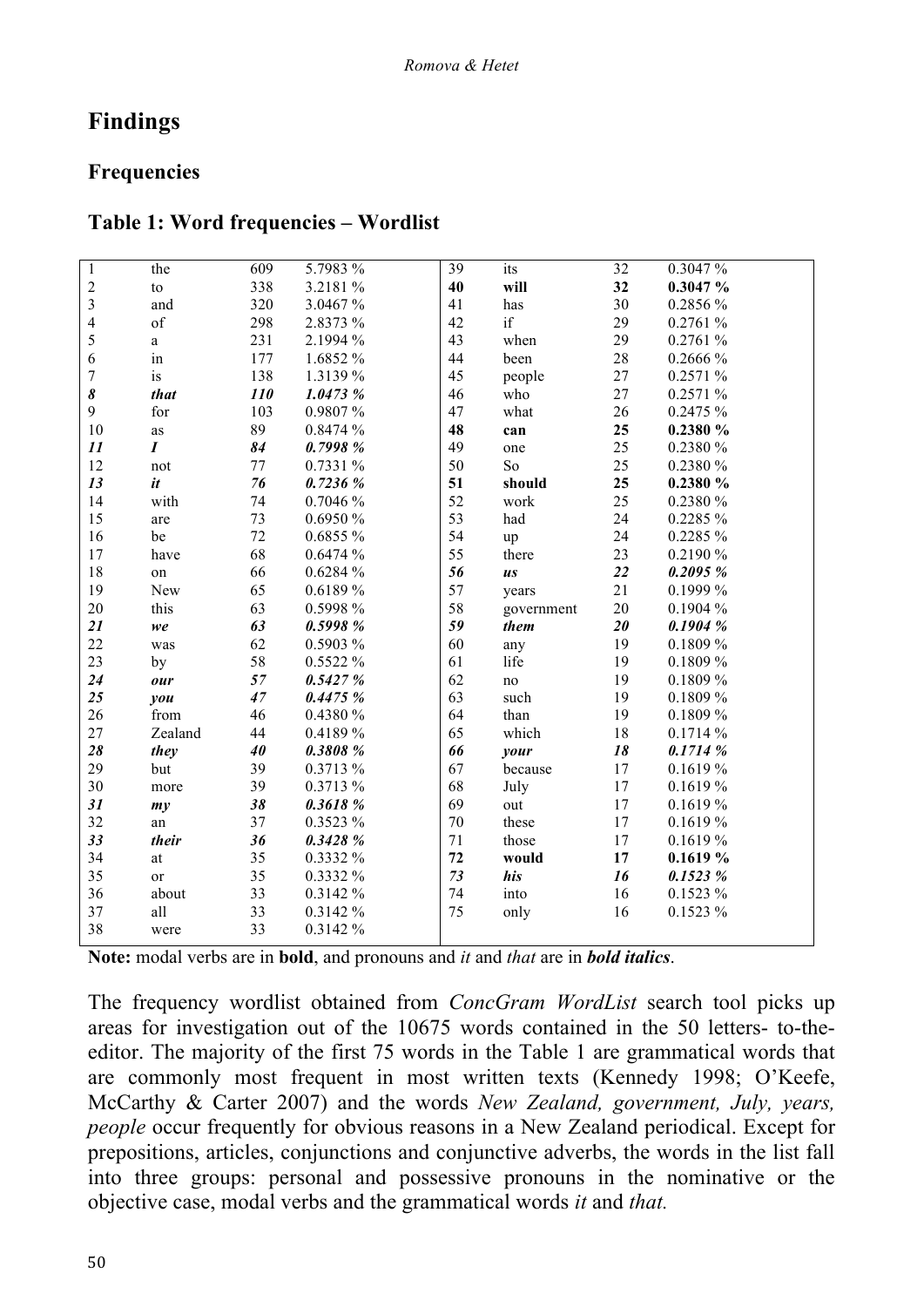## Findings

### Frequencies

### Table 1: Word frequencies – Wordlist

| | | | | | | | |
|---|---|---|---|---|---|---|---|
| 1 | the | 609 | 5.7983 % | 39 | its | 32 | 0.3047 % |
| 2 | to | 338 | 3.2181 % | **40** | **will** | **32** | **0.3047 %** |
| 3 | and | 320 | 3.0467 % | 41 | has | 30 | 0.2856 % |
| 4 | of | 298 | 2.8373 % | 42 | if | 29 | 0.2761 % |
| 5 | a | 231 | 2.1994 % | 43 | when | 29 | 0.2761 % |
| 6 | in | 177 | 1.6852 % | 44 | been | 28 | 0.2666 % |
| 7 | is | 138 | 1.3139 % | 45 | people | 27 | 0.2571 % |
| ***8*** | ***that*** | ***110*** | ***1.0473 %*** | 46 | who | 27 | 0.2571 % |
| 9 | for | 103 | 0.9807 % | 47 | what | 26 | 0.2475 % |
| 10 | as | 89 | 0.8474 % | **48** | **can** | **25** | **0.2380 %** |
| ***11*** | ***I*** | ***84*** | ***0.7998 %*** | 49 | one | 25 | 0.2380 % |
| 12 | not | 77 | 0.7331 % | 50 | So | 25 | 0.2380 % |
| ***13*** | ***it*** | ***76*** | ***0.7236 %*** | **51** | **should** | **25** | **0.2380 %** |
| 14 | with | 74 | 0.7046 % | 52 | work | 25 | 0.2380 % |
| 15 | are | 73 | 0.6950 % | 53 | had | 24 | 0.2285 % |
| 16 | be | 72 | 0.6855 % | 54 | up | 24 | 0.2285 % |
| 17 | have | 68 | 0.6474 % | 55 | there | 23 | 0.2190 % |
| 18 | on | 66 | 0.6284 % | ***56*** | ***us*** | ***22*** | ***0.2095 %*** |
| 19 | New | 65 | 0.6189 % | 57 | years | 21 | 0.1999 % |
| 20 | this | 63 | 0.5998 % | 58 | government | 20 | 0.1904 % |
| ***21*** | ***we*** | ***63*** | ***0.5998 %*** | ***59*** | ***them*** | ***20*** | ***0.1904 %*** |
| 22 | was | 62 | 0.5903 % | 60 | any | 19 | 0.1809 % |
| 23 | by | 58 | 0.5522 % | 61 | life | 19 | 0.1809 % |
| ***24*** | ***our*** | ***57*** | ***0.5427 %*** | 62 | no | 19 | 0.1809 % |
| ***25*** | ***you*** | ***47*** | ***0.4475 %*** | 63 | such | 19 | 0.1809 % |
| 26 | from | 46 | 0.4380 % | 64 | than | 19 | 0.1809 % |
| 27 | Zealand | 44 | 0.4189 % | 65 | which | 18 | 0.1714 % |
| ***28*** | ***they*** | ***40*** | ***0.3808 %*** | ***66*** | ***your*** | ***18*** | ***0.1714 %*** |
| 29 | but | 39 | 0.3713 % | 67 | because | 17 | 0.1619 % |
| 30 | more | 39 | 0.3713 % | 68 | July | 17 | 0.1619 % |
| ***31*** | ***my*** | ***38*** | ***0.3618 %*** | 69 | out | 17 | 0.1619 % |
| 32 | an | 37 | 0.3523 % | 70 | these | 17 | 0.1619 % |
| ***33*** | ***their*** | ***36*** | ***0.3428 %*** | 71 | those | 17 | 0.1619 % |
| 34 | at | 35 | 0.3332 % | **72** | **would** | **17** | **0.1619 %** |
| 35 | or | 35 | 0.3332 % | ***73*** | ***his*** | ***16*** | ***0.1523 %*** |
| 36 | about | 33 | 0.3142 % | 74 | into | 16 | 0.1523 % |
| 37 | all | 33 | 0.3142 % | 75 | only | 16 | 0.1523 % |
| 38 | were | 33 | 0.3142 % | | | | |

**Note:** modal verbs are in **bold**, and pronouns and *it* and *that* are in ***bold italics***.

The frequency wordlist obtained from *ConcGram WordList* search tool picks up areas for investigation out of the 10675 words contained in the 50 letters- to-the-editor. The majority of the first 75 words in the Table 1 are grammatical words that are commonly most frequent in most written texts (Kennedy 1998; O'Keefe, McCarthy & Carter 2007) and the words *New Zealand, government, July, years, people* occur frequently for obvious reasons in a New Zealand periodical. Except for prepositions, articles, conjunctions and conjunctive adverbs, the words in the list fall into three groups: personal and possessive pronouns in the nominative or the objective case, modal verbs and the grammatical words *it* and *that.*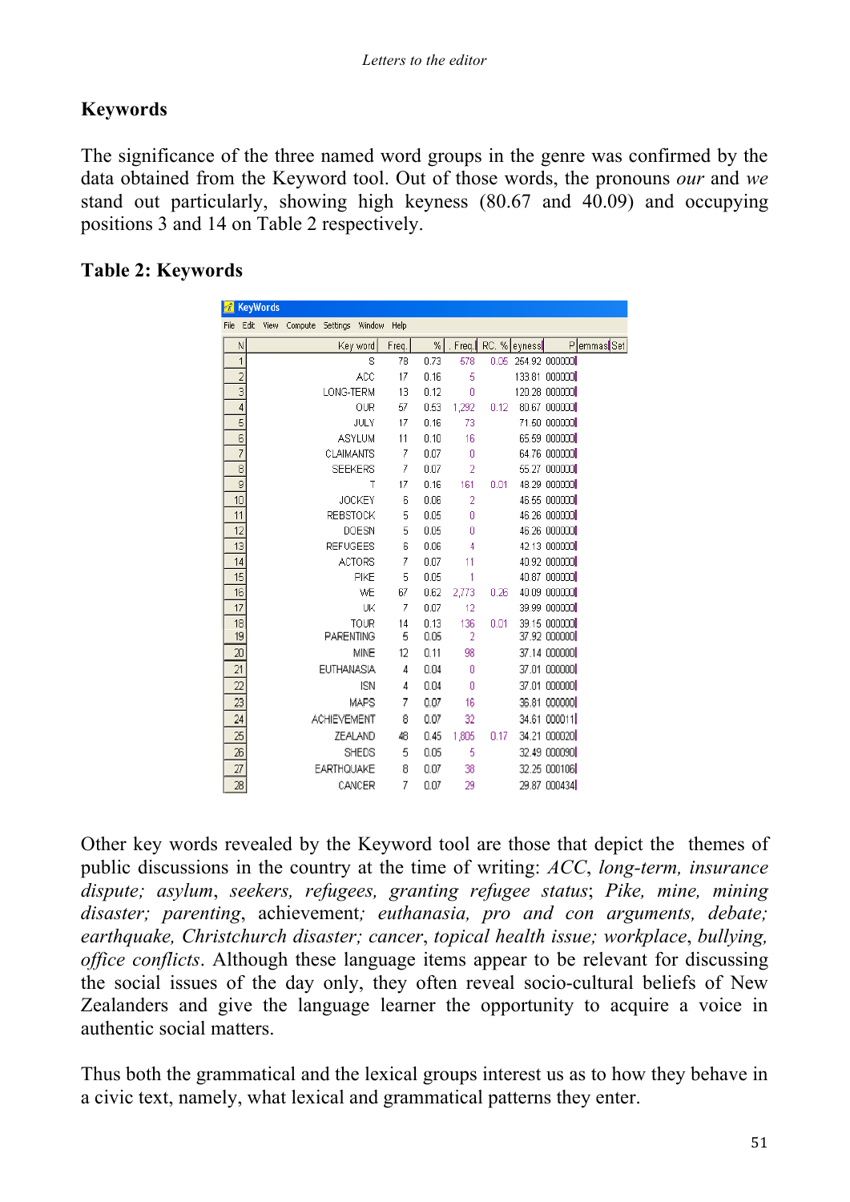## Keywords

The significance of the three named word groups in the genre was confirmed by the data obtained from the Keyword tool. Out of those words, the pronouns *our* and *we* stand out particularly, showing high keyness (80.67 and 40.09) and occupying positions 3 and 14 on Table 2 respectively.

**Table 2: Keywords**

| N | Key word | Freq. | % | . Freq. | RC. % | eyness | P | emmas | Set |
|---|---|---|---|---|---|---|---|---|---|
| 1 | S | 78 | 0.73 | 578 | 0.05 | 254.92 | 000000 | | |
| 2 | ACC | 17 | 0.16 | 5 | | 133.81 | 000000 | | |
| 3 | LONG-TERM | 13 | 0.12 | 0 | | 120.28 | 000000 | | |
| 4 | OUR | 57 | 0.53 | 1,292 | 0.12 | 80.67 | 000000 | | |
| 5 | JULY | 17 | 0.16 | 73 | | 71.50 | 000000 | | |
| 6 | ASYLUM | 11 | 0.10 | 16 | | 65.59 | 000000 | | |
| 7 | CLAIMANTS | 7 | 0.07 | 0 | | 64.76 | 000000 | | |
| 8 | SEEKERS | 7 | 0.07 | 2 | | 55.27 | 000000 | | |
| 9 | T | 17 | 0.16 | 161 | 0.01 | 48.29 | 000000 | | |
| 10 | JOCKEY | 6 | 0.06 | 2 | | 46.55 | 000000 | | |
| 11 | REBSTOCK | 5 | 0.05 | 0 | | 46.26 | 000000 | | |
| 12 | DOESN | 5 | 0.05 | 0 | | 46.26 | 000000 | | |
| 13 | REFUGEES | 6 | 0.06 | 4 | | 42.13 | 000000 | | |
| 14 | ACTORS | 7 | 0.07 | 11 | | 40.92 | 000000 | | |
| 15 | PIKE | 5 | 0.05 | 1 | | 40.87 | 000000 | | |
| 16 | WE | 67 | 0.62 | 2,773 | 0.26 | 40.09 | 000000 | | |
| 17 | UK | 7 | 0.07 | 12 | | 39.99 | 000000 | | |
| 18 | TOUR | 14 | 0.13 | 136 | 0.01 | 39.15 | 000000 | | |
| 19 | PARENTING | 5 | 0.05 | 2 | | 37.92 | 000000 | | |
| 20 | MINE | 12 | 0.11 | 98 | | 37.14 | 000000 | | |
| 21 | EUTHANASIA | 4 | 0.04 | 0 | | 37.01 | 000000 | | |
| 22 | ISN | 4 | 0.04 | 0 | | 37.01 | 000000 | | |
| 23 | MAPS | 7 | 0.07 | 16 | | 36.81 | 000000 | | |
| 24 | ACHIEVEMENT | 8 | 0.07 | 32 | | 34.61 | 000011 | | |
| 25 | ZEALAND | 48 | 0.45 | 1,805 | 0.17 | 34.21 | 000020 | | |
| 26 | SHEDS | 5 | 0.05 | 5 | | 32.49 | 000090 | | |
| 27 | EARTHQUAKE | 8 | 0.07 | 38 | | 32.25 | 000106 | | |
| 28 | CANCER | 7 | 0.07 | 29 | | 29.87 | 000434 | | |

Other key words revealed by the Keyword tool are those that depict the themes of public discussions in the country at the time of writing: *ACC*, *long-term, insurance dispute; asylum*, *seekers*, *refugees*, *granting refugee status*; *Pike, mine, mining disaster; parenting*, achievement*; euthanasia, pro and con arguments, debate; earthquake, Christchurch disaster; cancer*, *topical health issue; workplace*, *bullying*, *office conflicts*. Although these language items appear to be relevant for discussing the social issues of the day only, they often reveal socio-cultural beliefs of New Zealanders and give the language learner the opportunity to acquire a voice in authentic social matters.

Thus both the grammatical and the lexical groups interest us as to how they behave in a civic text, namely, what lexical and grammatical patterns they enter.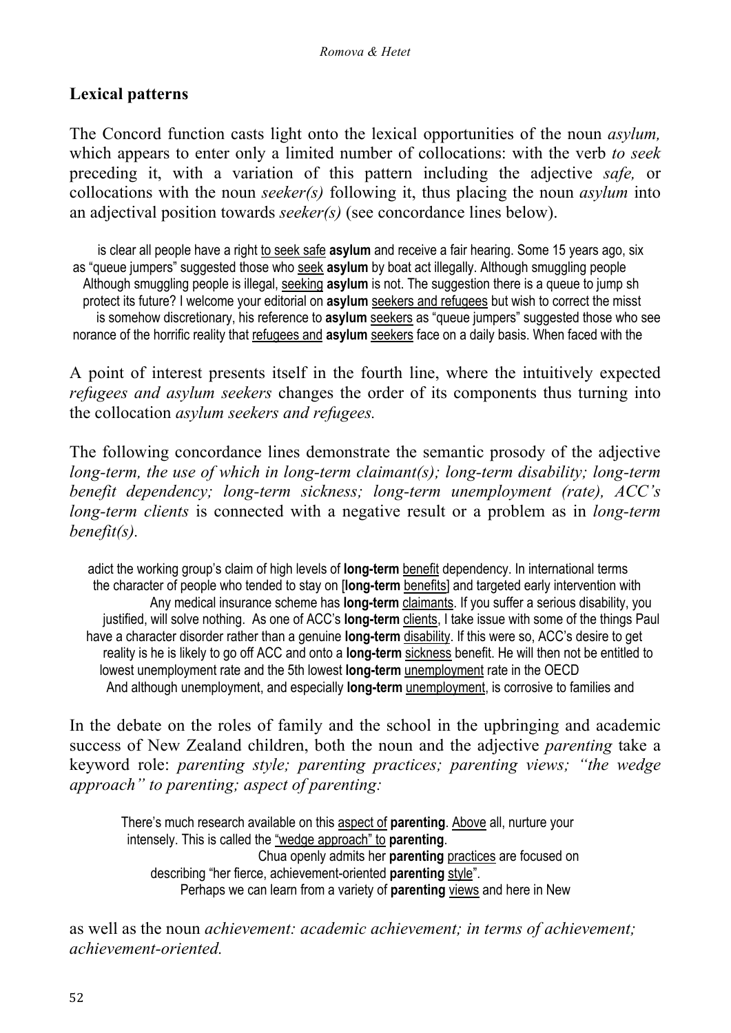## Lexical patterns

The Concord function casts light onto the lexical opportunities of the noun *asylum,* which appears to enter only a limited number of collocations: with the verb *to seek* preceding it, with a variation of this pattern including the adjective *safe,* or collocations with the noun *seeker(s)* following it, thus placing the noun *asylum* into an adjectival position towards *seeker(s)* (see concordance lines below).

```
      is clear all people have a right to seek safe asylum and receive a fair hearing. Some 15 years ago, six
  as "queue jumpers" suggested those who seek asylum by boat act illegally. Although smuggling people
    Although smuggling people is illegal, seeking asylum is not. The suggestion there is a queue to jump sh
    protect its future? I welcome your editorial on asylum seekers and refugees but wish to correct the misst
       is somehow discretionary, his reference to asylum seekers as "queue jumpers" suggested those who see
norance of the horrific reality that refugees and asylum seekers face on a daily basis. When faced with the
```

A point of interest presents itself in the fourth line, where the intuitively expected *refugees and asylum seekers* changes the order of its components thus turning into the collocation *asylum seekers and refugees.*

The following concordance lines demonstrate the semantic prosody of the adjective *long-term, the use of which in long-term claimant(s); long-term disability; long-term benefit dependency; long-term sickness; long-term unemployment (rate), ACC's long-term clients* is connected with a negative result or a problem as in *long-term benefit(s).*

```
  adict the working group's claim of high levels of long-term benefit dependency. In international terms
    the character of people who tended to stay on [long-term benefits] and targeted early intervention with
                Any medical insurance scheme has long-term claimants. If you suffer a serious disability, you
      justified, will solve nothing.  As one of ACC's long-term clients, I take issue with some of the things Paul
  have a character disorder rather than a genuine long-term disability. If this were so, ACC's desire to get
      reality is he is likely to go off ACC and onto a long-term sickness benefit. He will then not be entitled to
     lowest unemployment rate and the 5th lowest long-term unemployment rate in the OECD
        And although unemployment, and especially long-term unemployment, is corrosive to families and
```

In the debate on the roles of family and the school in the upbringing and academic success of New Zealand children, both the noun and the adjective *parenting* take a keyword role: *parenting style; parenting practices; parenting views; "the wedge approach" to parenting; aspect of parenting:*

```
  There's much research available on this aspect of parenting. Above all, nurture your
   intensely. This is called the "wedge approach" to parenting.
                       Chua openly admits her parenting practices are focused on
       describing "her fierce, achievement-oriented parenting style".
              Perhaps we can learn from a variety of parenting views and here in New
```

as well as the noun *achievement: academic achievement; in terms of achievement; achievement-oriented.*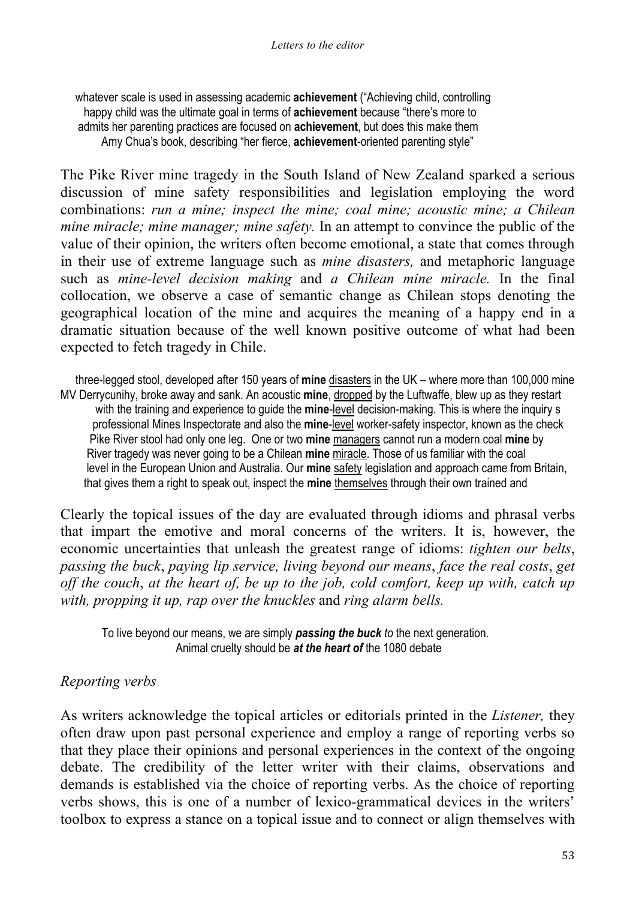whatever scale is used in assessing academic **achievement** ("Achieving child, controlling
happy child was the ultimate goal in terms of **achievement** because "there's more to
admits her parenting practices are focused on **achievement**, but does this make them
Amy Chua's book, describing "her fierce, **achievement**-oriented parenting style"

The Pike River mine tragedy in the South Island of New Zealand sparked a serious discussion of mine safety responsibilities and legislation employing the word combinations: *run a mine; inspect the mine; coal mine; acoustic mine; a Chilean mine miracle; mine manager; mine safety.* In an attempt to convince the public of the value of their opinion, the writers often become emotional, a state that comes through in their use of extreme language such as *mine disasters,* and metaphoric language such as *mine-level decision making* and *a Chilean mine miracle.* In the final collocation, we observe a case of semantic change as Chilean stops denoting the geographical location of the mine and acquires the meaning of a happy end in a dramatic situation because of the well known positive outcome of what had been expected to fetch tragedy in Chile.

three-legged stool, developed after 150 years of **mine** <u>disasters</u> in the UK – where more than 100,000 mine
MV Derrycunihy, broke away and sank. An acoustic **mine**, <u>dropped</u> by the Luftwaffe, blew up as they restart
with the training and experience to guide the **mine**-<u>level</u> decision-making. This is where the inquiry s
professional Mines Inspectorate and also the **mine**-<u>level</u> worker-safety inspector, known as the check
Pike River stool had only one leg. One or two **mine** <u>managers</u> cannot run a modern coal **mine** by
River tragedy was never going to be a Chilean **mine** <u>miracle</u>. Those of us familiar with the coal
level in the European Union and Australia. Our **mine** <u>safety</u> legislation and approach came from Britain,
that gives them a right to speak out, inspect the **mine** <u>themselves</u> through their own trained and

Clearly the topical issues of the day are evaluated through idioms and phrasal verbs that impart the emotive and moral concerns of the writers. It is, however, the economic uncertainties that unleash the greatest range of idioms: *tighten our belts*, *passing the buck*, *paying lip service, living beyond our means*, *face the real costs*, *get off the couch*, *at the heart of, be up to the job, cold comfort, keep up with, catch up with, propping it up, rap over the knuckles* and *ring alarm bells.*

To live beyond our means, we are simply ***passing the buck*** *to* the next generation.
Animal cruelty should be ***at the heart of*** the 1080 debate

*Reporting verbs*

As writers acknowledge the topical articles or editorials printed in the *Listener,* they often draw upon past personal experience and employ a range of reporting verbs so that they place their opinions and personal experiences in the context of the ongoing debate. The credibility of the letter writer with their claims, observations and demands is established via the choice of reporting verbs. As the choice of reporting verbs shows, this is one of a number of lexico-grammatical devices in the writers' toolbox to express a stance on a topical issue and to connect or align themselves with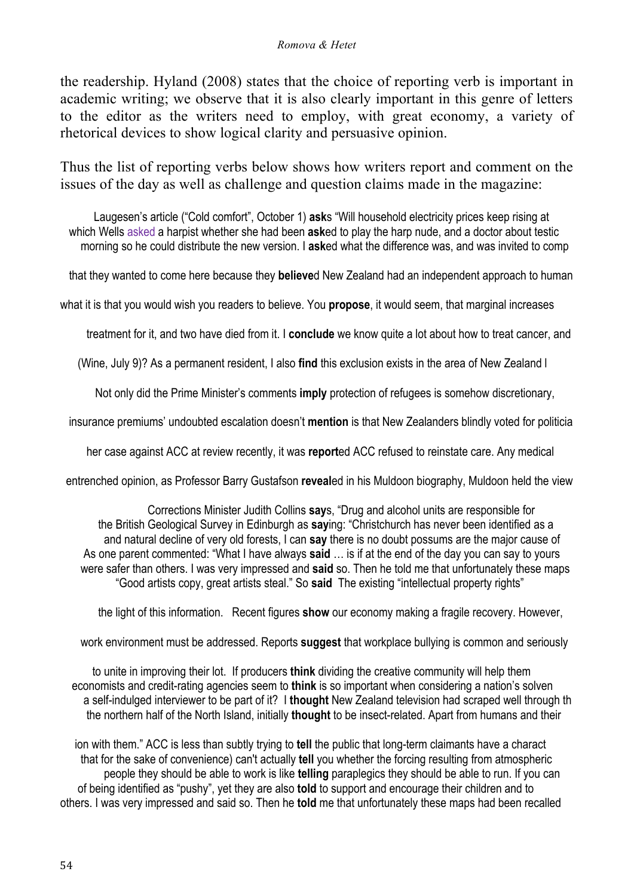the readership. Hyland (2008) states that the choice of reporting verb is important in academic writing; we observe that it is also clearly important in this genre of letters to the editor as the writers need to employ, with great economy, a variety of rhetorical devices to show logical clarity and persuasive opinion.

Thus the list of reporting verbs below shows how writers report and comment on the issues of the day as well as challenge and question claims made in the magazine:

Laugesen's article ("Cold comfort", October 1) **ask**s "Will household electricity prices keep rising at
which Wells asked a harpist whether she had been **ask**ed to play the harp nude, and a doctor about testic
morning so he could distribute the new version. I **ask**ed what the difference was, and was invited to comp

that they wanted to come here because they **believe**d New Zealand had an independent approach to human

what it is that you would wish you readers to believe. You **propose**, it would seem, that marginal increases

treatment for it, and two have died from it. I **conclude** we know quite a lot about how to treat cancer, and

(Wine, July 9)? As a permanent resident, I also **find** this exclusion exists in the area of New Zealand I

Not only did the Prime Minister's comments **imply** protection of refugees is somehow discretionary,

insurance premiums' undoubted escalation doesn't **mention** is that New Zealanders blindly voted for politicia

her case against ACC at review recently, it was **report**ed ACC refused to reinstate care. Any medical

entrenched opinion, as Professor Barry Gustafson **reveal**ed in his Muldoon biography, Muldoon held the view

Corrections Minister Judith Collins **say**s, "Drug and alcohol units are responsible for
the British Geological Survey in Edinburgh as **say**ing: "Christchurch has never been identified as a
and natural decline of very old forests, I can **say** there is no doubt possums are the major cause of
As one parent commented: "What I have always **said** … is if at the end of the day you can say to yours
were safer than others. I was very impressed and **said** so. Then he told me that unfortunately these maps
"Good artists copy, great artists steal." So **said** The existing "intellectual property rights"

the light of this information. Recent figures **show** our economy making a fragile recovery. However,

work environment must be addressed. Reports **suggest** that workplace bullying is common and seriously

to unite in improving their lot. If producers **think** dividing the creative community will help them
economists and credit-rating agencies seem to **think** is so important when considering a nation's solven
a self-indulged interviewer to be part of it? I **thought** New Zealand television had scraped well through th
the northern half of the North Island, initially **thought** to be insect-related. Apart from humans and their

ion with them." ACC is less than subtly trying to **tell** the public that long-term claimants have a charact
that for the sake of convenience) can't actually **tell** you whether the forcing resulting from atmospheric
people they should be able to work is like **telling** paraplegics they should be able to run. If you can
of being identified as "pushy", yet they are also **told** to support and encourage their children and to
others. I was very impressed and said so. Then he **told** me that unfortunately these maps had been recalled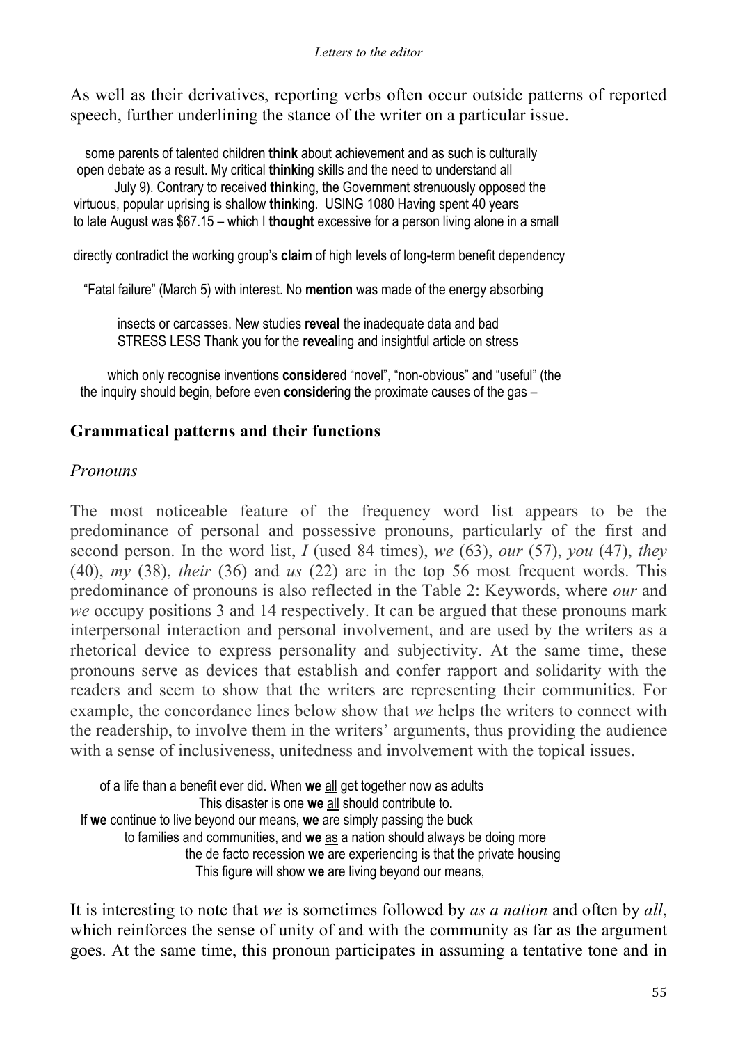As well as their derivatives, reporting verbs often occur outside patterns of reported speech, further underlining the stance of the writer on a particular issue.

```
   some parents of talented children think about achievement and as such is culturally
  open debate as a result. My critical thinking skills and the need to understand all
          July 9). Contrary to received thinking, the Government strenuously opposed the
 virtuous, popular uprising is shallow thinking.  USING 1080 Having spent 40 years
 to late August was $67.15 – which I thought excessive for a person living alone in a small

 directly contradict the working group's claim of high levels of long-term benefit dependency

   "Fatal failure" (March 5) with interest. No mention was made of the energy absorbing

         insects or carcasses. New studies reveal the inadequate data and bad
         STRESS LESS Thank you for the revealing and insightful article on stress

       which only recognise inventions considered "novel", "non-obvious" and "useful" (the
  the inquiry should begin, before even considering the proximate causes of the gas –
```

## Grammatical patterns and their functions

### *Pronouns*

The most noticeable feature of the frequency word list appears to be the predominance of personal and possessive pronouns, particularly of the first and second person. In the word list, *I* (used 84 times), *we* (63), *our* (57), *you* (47), *they* (40), *my* (38), *their* (36) and *us* (22) are in the top 56 most frequent words. This predominance of pronouns is also reflected in the Table 2: Keywords, where *our* and *we* occupy positions 3 and 14 respectively. It can be argued that these pronouns mark interpersonal interaction and personal involvement, and are used by the writers as a rhetorical device to express personality and subjectivity. At the same time, these pronouns serve as devices that establish and confer rapport and solidarity with the readers and seem to show that the writers are representing their communities. For example, the concordance lines below show that *we* helps the writers to connect with the readership, to involve them in the writers' arguments, thus providing the audience with a sense of inclusiveness, unitedness and involvement with the topical issues.

```
      of a life than a benefit ever did. When we all get together now as adults
                          This disaster is one we all should contribute to.
  If we continue to live beyond our means, we are simply passing the buck
          to families and communities, and we as a nation should always be doing more
                      the de facto recession we are experiencing is that the private housing
                        This figure will show we are living beyond our means,
```

It is interesting to note that *we* is sometimes followed by *as a nation* and often by *all*, which reinforces the sense of unity of and with the community as far as the argument goes. At the same time, this pronoun participates in assuming a tentative tone and in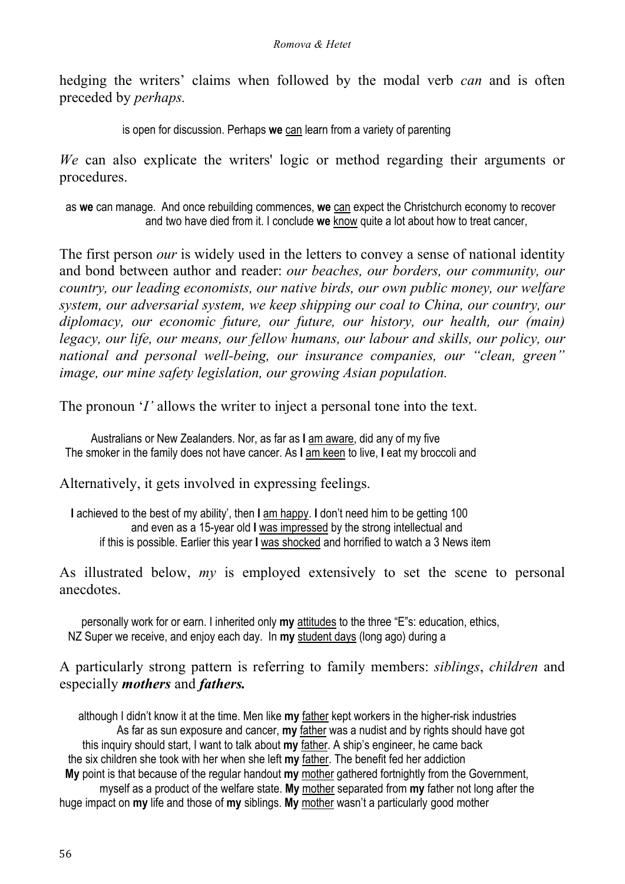hedging the writers' claims when followed by the modal verb *can* and is often preceded by *perhaps.*

is open for discussion. Perhaps **we** <u>can</u> learn from a variety of parenting

*We* can also explicate the writers' logic or method regarding their arguments or procedures.

as **we** can manage. And once rebuilding commences, **we** <u>can</u> expect the Christchurch economy to recover
and two have died from it. I conclude **we** <u>know</u> quite a lot about how to treat cancer,

The first person *our* is widely used in the letters to convey a sense of national identity and bond between author and reader: *our beaches, our borders, our community, our country, our leading economists, our native birds, our own public money, our welfare system, our adversarial system, we keep shipping our coal to China, our country, our diplomacy, our economic future, our future, our history, our health, our (main) legacy, our life, our means, our fellow humans, our labour and skills, our policy, our national and personal well-being, our insurance companies, our "clean, green" image, our mine safety legislation, our growing Asian population.*

The pronoun '*I'* allows the writer to inject a personal tone into the text.

Australians or New Zealanders. Nor, as far as **I** <u>am aware</u>, did any of my five
The smoker in the family does not have cancer. As **I** <u>am keen</u> to live, **I** eat my broccoli and

Alternatively, it gets involved in expressing feelings.

**I** achieved to the best of my ability', then **I** <u>am happy</u>. **I** don't need him to be getting 100
and even as a 15-year old **I** <u>was impressed</u> by the strong intellectual and
if this is possible. Earlier this year **I** <u>was shocked</u> and horrified to watch a 3 News item

As illustrated below, *my* is employed extensively to set the scene to personal anecdotes.

personally work for or earn. I inherited only **my** <u>attitudes</u> to the three "E"s: education, ethics,
NZ Super we receive, and enjoy each day. In **my** <u>student days</u> (long ago) during a

A particularly strong pattern is referring to family members: *siblings*, *children* and especially ***mothers*** and ***fathers.***

although I didn't know it at the time. Men like **my** <u>father</u> kept workers in the higher-risk industries
As far as sun exposure and cancer, **my** <u>father</u> was a nudist and by rights should have got
this inquiry should start, I want to talk about **my** <u>father</u>. A ship's engineer, he came back
the six children she took with her when she left **my** <u>father</u>. The benefit fed her addiction
**My** point is that because of the regular handout **my** <u>mother</u> gathered fortnightly from the Government,
myself as a product of the welfare state. **My** <u>mother</u> separated from **my** father not long after the
huge impact on **my** life and those of **my** siblings. **My** <u>mother</u> wasn't a particularly good mother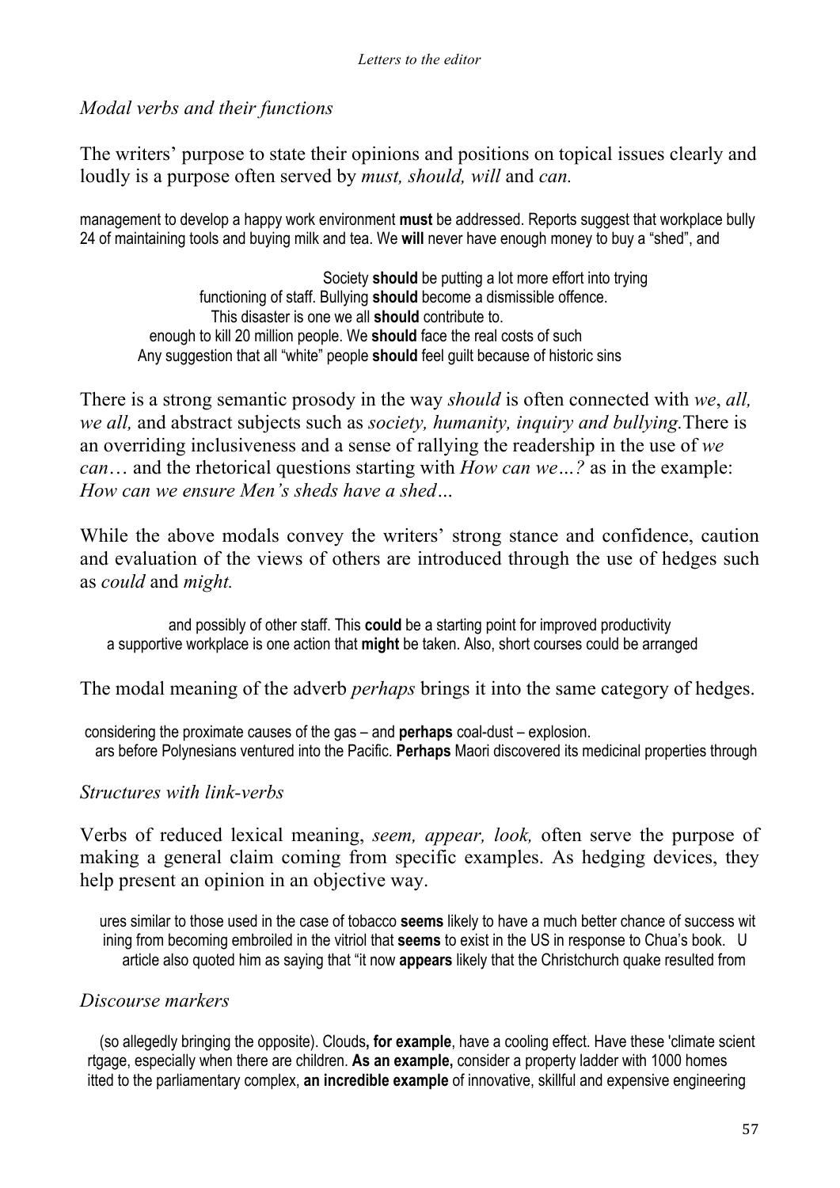*Modal verbs and their functions*

The writers' purpose to state their opinions and positions on topical issues clearly and loudly is a purpose often served by *must, should, will* and *can.*

management to develop a happy work environment **must** be addressed. Reports suggest that workplace bully
24 of maintaining tools and buying milk and tea. We **will** never have enough money to buy a "shed", and

Society **should** be putting a lot more effort into trying
functioning of staff. Bullying **should** become a dismissible offence.
This disaster is one we all **should** contribute to.
enough to kill 20 million people. We **should** face the real costs of such
Any suggestion that all "white" people **should** feel guilt because of historic sins

There is a strong semantic prosody in the way *should* is often connected with *we*, *all, we all,* and abstract subjects such as *society, humanity, inquiry and bullying.* There is an overriding inclusiveness and a sense of rallying the readership in the use of *we can*… and the rhetorical questions starting with *How can we…?* as in the example: *How can we ensure Men's sheds have a shed…*

While the above modals convey the writers' strong stance and confidence, caution and evaluation of the views of others are introduced through the use of hedges such as *could* and *might.*

and possibly of other staff. This **could** be a starting point for improved productivity
a supportive workplace is one action that **might** be taken. Also, short courses could be arranged

The modal meaning of the adverb *perhaps* brings it into the same category of hedges.

considering the proximate causes of the gas – and **perhaps** coal-dust – explosion.
ars before Polynesians ventured into the Pacific. **Perhaps** Maori discovered its medicinal properties through

*Structures with link-verbs*

Verbs of reduced lexical meaning, *seem, appear, look,* often serve the purpose of making a general claim coming from specific examples. As hedging devices, they help present an opinion in an objective way.

ures similar to those used in the case of tobacco **seems** likely to have a much better chance of success wit
ining from becoming embroiled in the vitriol that **seems** to exist in the US in response to Chua's book. U
article also quoted him as saying that "it now **appears** likely that the Christchurch quake resulted from

*Discourse markers*

(so allegedly bringing the opposite). Clouds**, for example**, have a cooling effect. Have these 'climate scient
rtgage, especially when there are children. **As an example,** consider a property ladder with 1000 homes
itted to the parliamentary complex, **an incredible example** of innovative, skillful and expensive engineering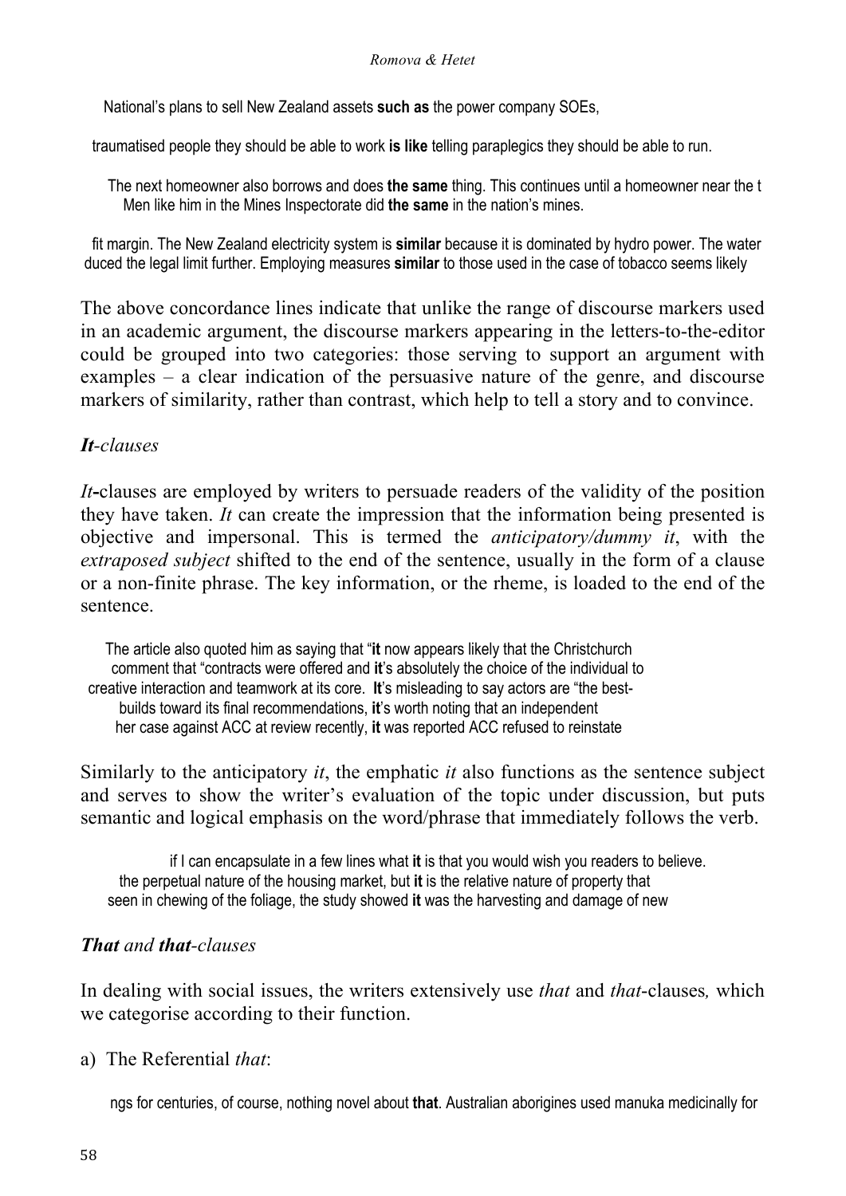National's plans to sell New Zealand assets **such as** the power company SOEs,

traumatised people they should be able to work **is like** telling paraplegics they should be able to run.

The next homeowner also borrows and does **the same** thing. This continues until a homeowner near the t
Men like him in the Mines Inspectorate did **the same** in the nation's mines.

fit margin. The New Zealand electricity system is **similar** because it is dominated by hydro power. The water
duced the legal limit further. Employing measures **similar** to those used in the case of tobacco seems likely

The above concordance lines indicate that unlike the range of discourse markers used in an academic argument, the discourse markers appearing in the letters-to-the-editor could be grouped into two categories: those serving to support an argument with examples – a clear indication of the persuasive nature of the genre, and discourse markers of similarity, rather than contrast, which help to tell a story and to convince.

### ***It**-clauses*

*It*-clauses are employed by writers to persuade readers of the validity of the position they have taken. *It* can create the impression that the information being presented is objective and impersonal. This is termed the *anticipatory/dummy it*, with the *extraposed subject* shifted to the end of the sentence, usually in the form of a clause or a non-finite phrase. The key information, or the rheme, is loaded to the end of the sentence.

The article also quoted him as saying that "**it** now appears likely that the Christchurch
comment that "contracts were offered and **it**'s absolutely the choice of the individual to
creative interaction and teamwork at its core. **It**'s misleading to say actors are "the best-
builds toward its final recommendations, **it**'s worth noting that an independent
her case against ACC at review recently, **it** was reported ACC refused to reinstate

Similarly to the anticipatory *it*, the emphatic *it* also functions as the sentence subject and serves to show the writer's evaluation of the topic under discussion, but puts semantic and logical emphasis on the word/phrase that immediately follows the verb.

if I can encapsulate in a few lines what **it** is that you would wish you readers to believe.
the perpetual nature of the housing market, but **it** is the relative nature of property that
seen in chewing of the foliage, the study showed **it** was the harvesting and damage of new

### ***That** and **that**-clauses*

In dealing with social issues, the writers extensively use *that* and *that*-clauses*,* which we categorise according to their function.

a) The Referential *that*:

ngs for centuries, of course, nothing novel about **that**. Australian aborigines used manuka medicinally for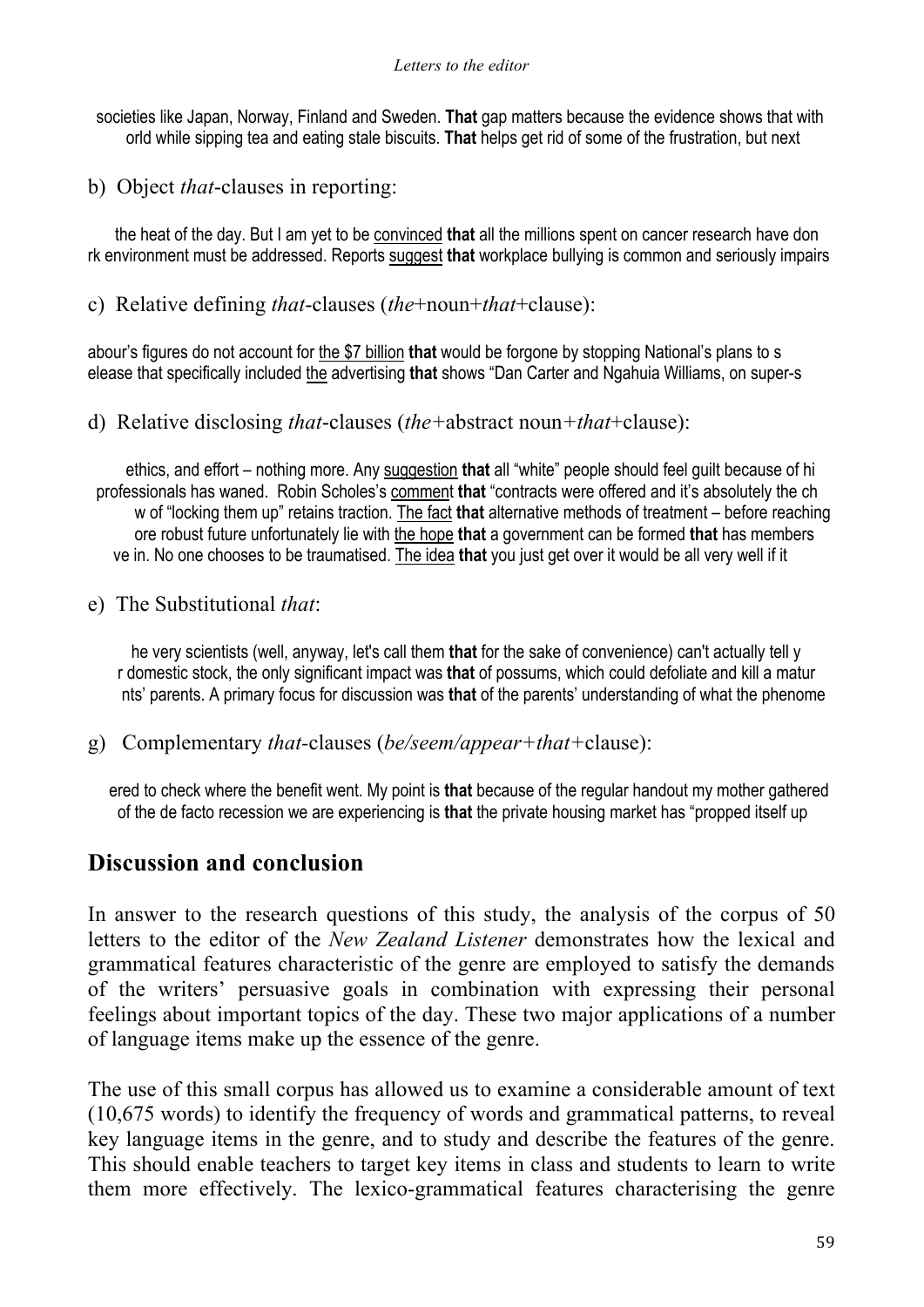societies like Japan, Norway, Finland and Sweden. **That** gap matters because the evidence shows that with
orld while sipping tea and eating stale biscuits. **That** helps get rid of some of the frustration, but next

b) Object *that*-clauses in reporting:

the heat of the day. But I am yet to be <u>convinced</u> **that** all the millions spent on cancer research have don
rk environment must be addressed. Reports <u>suggest</u> **that** workplace bullying is common and seriously impairs

c) Relative defining *that*-clauses (*the*+noun+*that*+clause):

abour's figures do not account for <u>the $7 billion</u> **that** would be forgone by stopping National's plans to s
elease that specifically included <u>the</u> advertising **that** shows "Dan Carter and Ngahuia Williams, on super-s

d) Relative disclosing *that*-clauses (*the+*abstract noun*+that+*clause):

ethics, and effort – nothing more. Any <u>suggestion</u> **that** all "white" people should feel guilt because of hi
professionals has waned. Robin Scholes's <u>comment</u> **that** "contracts were offered and it's absolutely the ch
w of "locking them up" retains traction. <u>The fact</u> **that** alternative methods of treatment – before reaching
ore robust future unfortunately lie with <u>the hope</u> **that** a government can be formed **that** has members
ve in. No one chooses to be traumatised. <u>The idea</u> **that** you just get over it would be all very well if it

e) The Substitutional *that*:

he very scientists (well, anyway, let's call them **that** for the sake of convenience) can't actually tell y
r domestic stock, the only significant impact was **that** of possums, which could defoliate and kill a matur
nts' parents. A primary focus for discussion was **that** of the parents' understanding of what the phenome

g) Complementary *that*-clauses (*be/seem/appear+that+*clause):

ered to check where the benefit went. My point is **that** because of the regular handout my mother gathered
of the de facto recession we are experiencing is **that** the private housing market has "propped itself up

## Discussion and conclusion

In answer to the research questions of this study, the analysis of the corpus of 50 letters to the editor of the *New Zealand Listener* demonstrates how the lexical and grammatical features characteristic of the genre are employed to satisfy the demands of the writers' persuasive goals in combination with expressing their personal feelings about important topics of the day. These two major applications of a number of language items make up the essence of the genre.

The use of this small corpus has allowed us to examine a considerable amount of text (10,675 words) to identify the frequency of words and grammatical patterns, to reveal key language items in the genre, and to study and describe the features of the genre. This should enable teachers to target key items in class and students to learn to write them more effectively. The lexico-grammatical features characterising the genre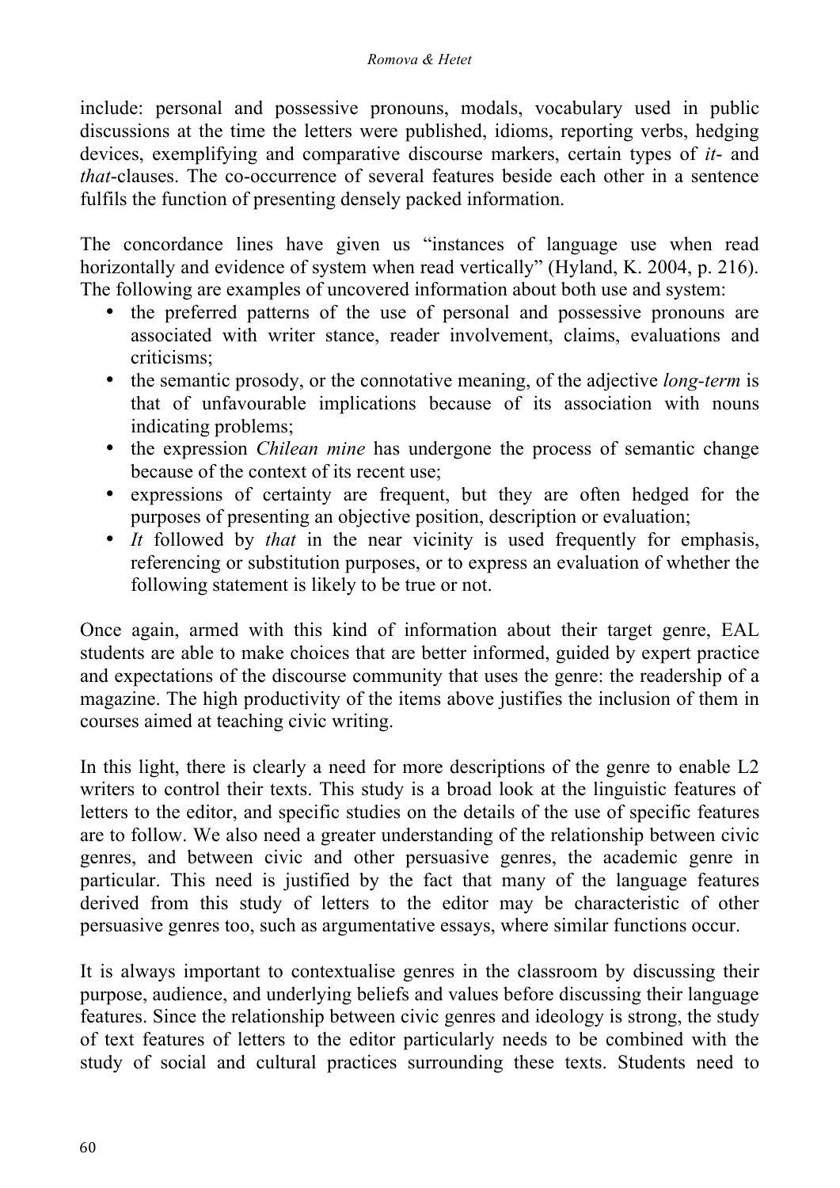include: personal and possessive pronouns, modals, vocabulary used in public discussions at the time the letters were published, idioms, reporting verbs, hedging devices, exemplifying and comparative discourse markers, certain types of *it*- and *that*-clauses. The co-occurrence of several features beside each other in a sentence fulfils the function of presenting densely packed information.

The concordance lines have given us "instances of language use when read horizontally and evidence of system when read vertically" (Hyland, K. 2004, p. 216). The following are examples of uncovered information about both use and system:

- the preferred patterns of the use of personal and possessive pronouns are associated with writer stance, reader involvement, claims, evaluations and criticisms;
- the semantic prosody, or the connotative meaning, of the adjective *long-term* is that of unfavourable implications because of its association with nouns indicating problems;
- the expression *Chilean mine* has undergone the process of semantic change because of the context of its recent use;
- expressions of certainty are frequent, but they are often hedged for the purposes of presenting an objective position, description or evaluation;
- *It* followed by *that* in the near vicinity is used frequently for emphasis, referencing or substitution purposes, or to express an evaluation of whether the following statement is likely to be true or not.

Once again, armed with this kind of information about their target genre, EAL students are able to make choices that are better informed, guided by expert practice and expectations of the discourse community that uses the genre: the readership of a magazine. The high productivity of the items above justifies the inclusion of them in courses aimed at teaching civic writing.

In this light, there is clearly a need for more descriptions of the genre to enable L2 writers to control their texts. This study is a broad look at the linguistic features of letters to the editor, and specific studies on the details of the use of specific features are to follow. We also need a greater understanding of the relationship between civic genres, and between civic and other persuasive genres, the academic genre in particular. This need is justified by the fact that many of the language features derived from this study of letters to the editor may be characteristic of other persuasive genres too, such as argumentative essays, where similar functions occur.

It is always important to contextualise genres in the classroom by discussing their purpose, audience, and underlying beliefs and values before discussing their language features. Since the relationship between civic genres and ideology is strong, the study of text features of letters to the editor particularly needs to be combined with the study of social and cultural practices surrounding these texts. Students need to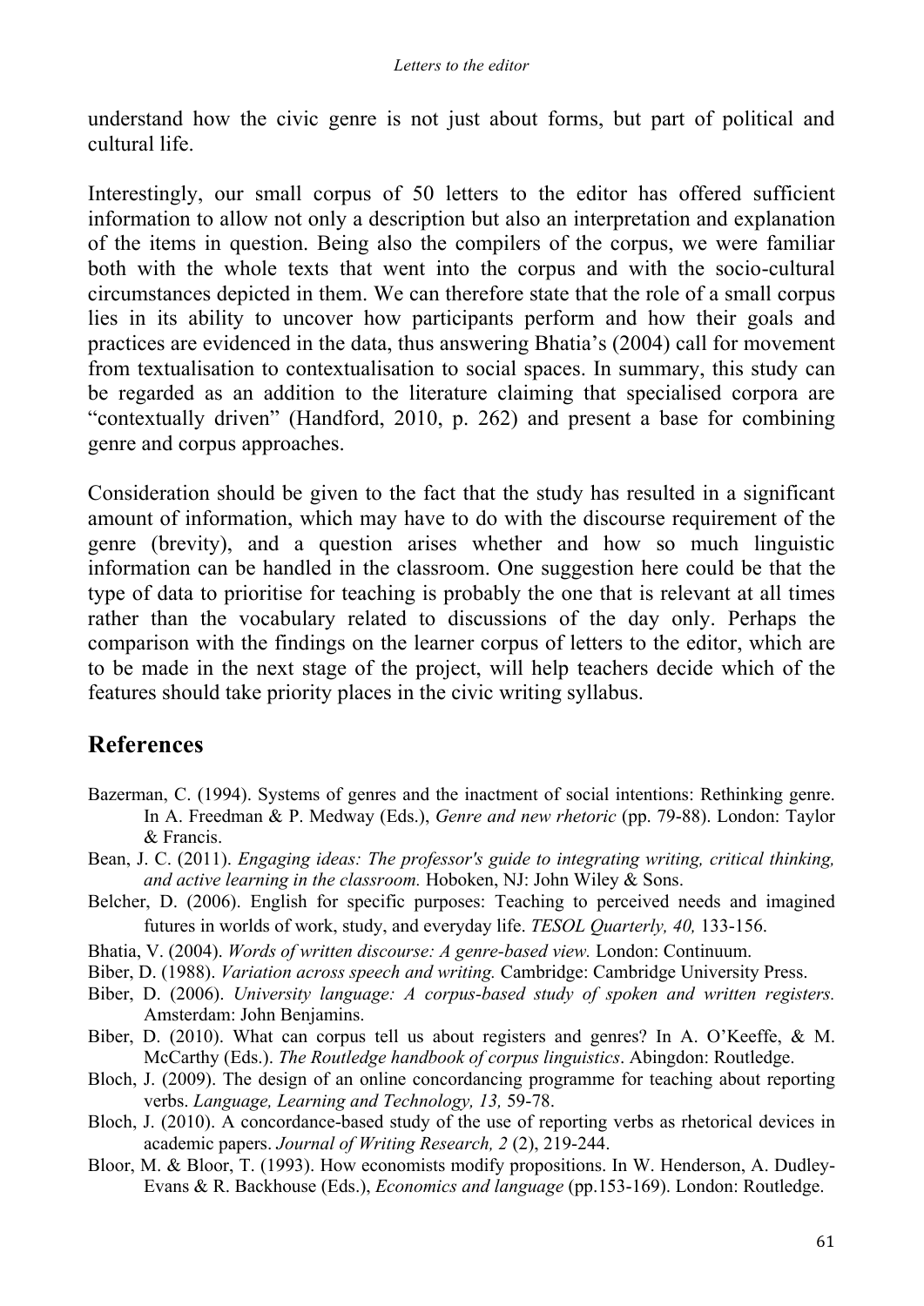understand how the civic genre is not just about forms, but part of political and cultural life.

Interestingly, our small corpus of 50 letters to the editor has offered sufficient information to allow not only a description but also an interpretation and explanation of the items in question. Being also the compilers of the corpus, we were familiar both with the whole texts that went into the corpus and with the socio-cultural circumstances depicted in them. We can therefore state that the role of a small corpus lies in its ability to uncover how participants perform and how their goals and practices are evidenced in the data, thus answering Bhatia's (2004) call for movement from textualisation to contextualisation to social spaces. In summary, this study can be regarded as an addition to the literature claiming that specialised corpora are "contextually driven" (Handford, 2010, p. 262) and present a base for combining genre and corpus approaches.

Consideration should be given to the fact that the study has resulted in a significant amount of information, which may have to do with the discourse requirement of the genre (brevity), and a question arises whether and how so much linguistic information can be handled in the classroom. One suggestion here could be that the type of data to prioritise for teaching is probably the one that is relevant at all times rather than the vocabulary related to discussions of the day only. Perhaps the comparison with the findings on the learner corpus of letters to the editor, which are to be made in the next stage of the project, will help teachers decide which of the features should take priority places in the civic writing syllabus.

## References

Bazerman, C. (1994). Systems of genres and the inactment of social intentions: Rethinking genre. In A. Freedman & P. Medway (Eds.), *Genre and new rhetoric* (pp. 79-88). London: Taylor & Francis.

Bean, J. C. (2011). *Engaging ideas: The professor's guide to integrating writing, critical thinking, and active learning in the classroom.* Hoboken, NJ: John Wiley & Sons.

Belcher, D. (2006). English for specific purposes: Teaching to perceived needs and imagined futures in worlds of work, study, and everyday life. *TESOL Quarterly, 40,* 133-156.

Bhatia, V. (2004). *Words of written discourse: A genre-based view.* London: Continuum.

Biber, D. (1988). *Variation across speech and writing.* Cambridge: Cambridge University Press.

Biber, D. (2006). *University language: A corpus-based study of spoken and written registers.* Amsterdam: John Benjamins.

Biber, D. (2010). What can corpus tell us about registers and genres? In A. O'Keeffe, & M. McCarthy (Eds.). *The Routledge handbook of corpus linguistics*. Abingdon: Routledge.

Bloch, J. (2009). The design of an online concordancing programme for teaching about reporting verbs. *Language, Learning and Technology, 13,* 59-78.

Bloch, J. (2010). A concordance-based study of the use of reporting verbs as rhetorical devices in academic papers. *Journal of Writing Research, 2* (2), 219-244.

Bloor, M. & Bloor, T. (1993). How economists modify propositions. In W. Henderson, A. Dudley-Evans & R. Backhouse (Eds.), *Economics and language* (pp.153-169). London: Routledge.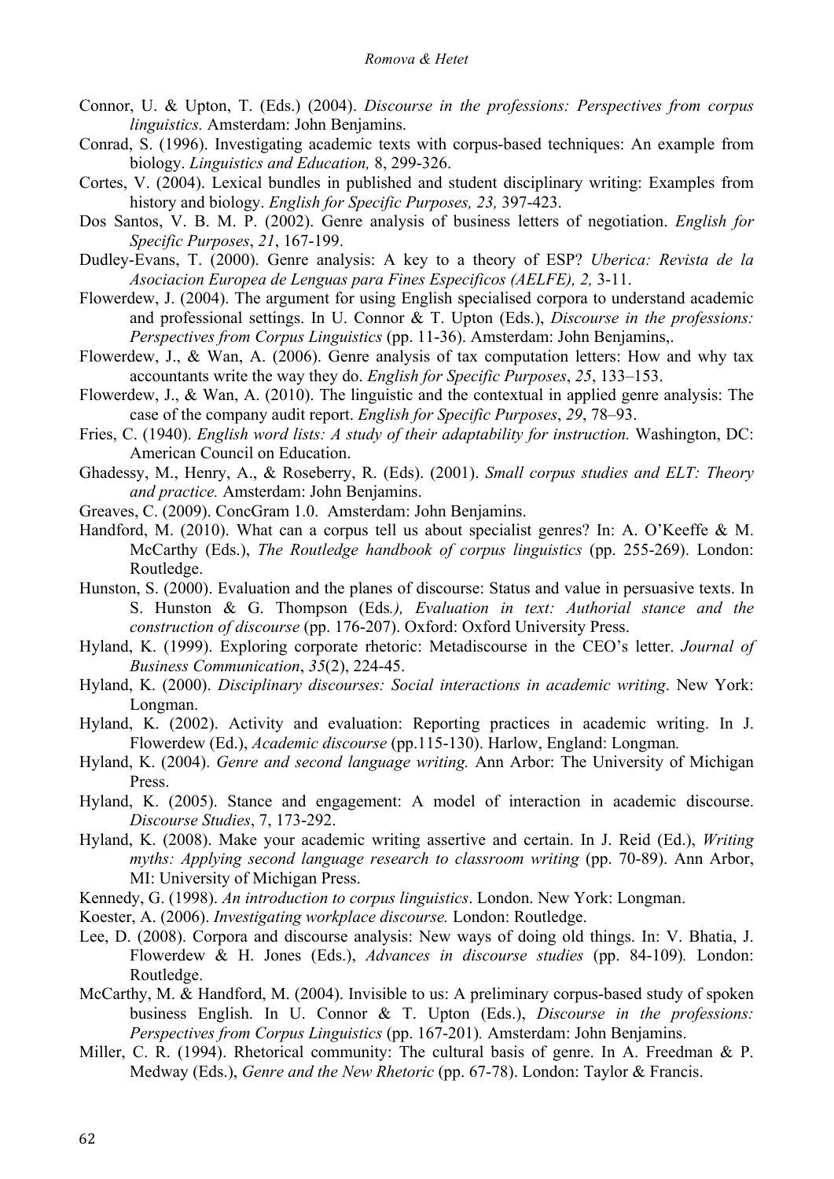Connor, U. & Upton, T. (Eds.) (2004). *Discourse in the professions: Perspectives from corpus linguistics.* Amsterdam: John Benjamins.

Conrad, S. (1996). Investigating academic texts with corpus-based techniques: An example from biology. *Linguistics and Education,* 8, 299-326.

Cortes, V. (2004). Lexical bundles in published and student disciplinary writing: Examples from history and biology. *English for Specific Purposes, 23,* 397-423.

Dos Santos, V. B. M. P. (2002). Genre analysis of business letters of negotiation. *English for Specific Purposes*, *21*, 167-199.

Dudley-Evans, T. (2000). Genre analysis: A key to a theory of ESP? *Uberica: Revista de la Asociacion Europea de Lenguas para Fines Especificos (AELFE), 2,* 3-11.

Flowerdew, J. (2004). The argument for using English specialised corpora to understand academic and professional settings. In U. Connor & T. Upton (Eds.), *Discourse in the professions: Perspectives from Corpus Linguistics* (pp. 11-36). Amsterdam: John Benjamins,.

Flowerdew, J., & Wan, A. (2006). Genre analysis of tax computation letters: How and why tax accountants write the way they do. *English for Specific Purposes*, *25*, 133–153.

Flowerdew, J., & Wan, A. (2010). The linguistic and the contextual in applied genre analysis: The case of the company audit report. *English for Specific Purposes*, *29*, 78–93.

Fries, C. (1940). *English word lists: A study of their adaptability for instruction.* Washington, DC: American Council on Education.

Ghadessy, M., Henry, A., & Roseberry, R. (Eds). (2001). *Small corpus studies and ELT: Theory and practice.* Amsterdam: John Benjamins.

Greaves, C. (2009). ConcGram 1.0. Amsterdam: John Benjamins.

Handford, M. (2010). What can a corpus tell us about specialist genres? In: A. O'Keeffe & M. McCarthy (Eds.), *The Routledge handbook of corpus linguistics* (pp. 255-269). London: Routledge.

Hunston, S. (2000). Evaluation and the planes of discourse: Status and value in persuasive texts. In S. Hunston & G. Thompson (Eds*.), Evaluation in text: Authorial stance and the construction of discourse* (pp. 176-207). Oxford: Oxford University Press.

Hyland, K. (1999). Exploring corporate rhetoric: Metadiscourse in the CEO's letter. *Journal of Business Communication*, *35*(2), 224-45.

Hyland, K. (2000). *Disciplinary discourses: Social interactions in academic writing*. New York: Longman.

Hyland, K. (2002). Activity and evaluation: Reporting practices in academic writing. In J. Flowerdew (Ed.), *Academic discourse* (pp.115-130). Harlow, England: Longman*.*

Hyland, K. (2004). *Genre and second language writing.* Ann Arbor: The University of Michigan Press.

Hyland, K. (2005). Stance and engagement: A model of interaction in academic discourse. *Discourse Studies*, 7, 173-292.

Hyland, K. (2008). Make your academic writing assertive and certain. In J. Reid (Ed.), *Writing myths: Applying second language research to classroom writing* (pp. 70-89). Ann Arbor, MI: University of Michigan Press.

Kennedy, G. (1998). *An introduction to corpus linguistics*. London. New York: Longman.

Koester, A. (2006). *Investigating workplace discourse.* London: Routledge.

Lee, D. (2008). Corpora and discourse analysis: New ways of doing old things. In: V. Bhatia, J. Flowerdew & H. Jones (Eds.), *Advances in discourse studies* (pp. 84-109)*.* London: Routledge.

McCarthy, M. & Handford, M. (2004). Invisible to us: A preliminary corpus-based study of spoken business English. In U. Connor & T. Upton (Eds.), *Discourse in the professions: Perspectives from Corpus Linguistics* (pp. 167-201)*.* Amsterdam: John Benjamins.

Miller, C. R. (1994). Rhetorical community: The cultural basis of genre. In A. Freedman & P. Medway (Eds.), *Genre and the New Rhetoric* (pp. 67-78). London: Taylor & Francis.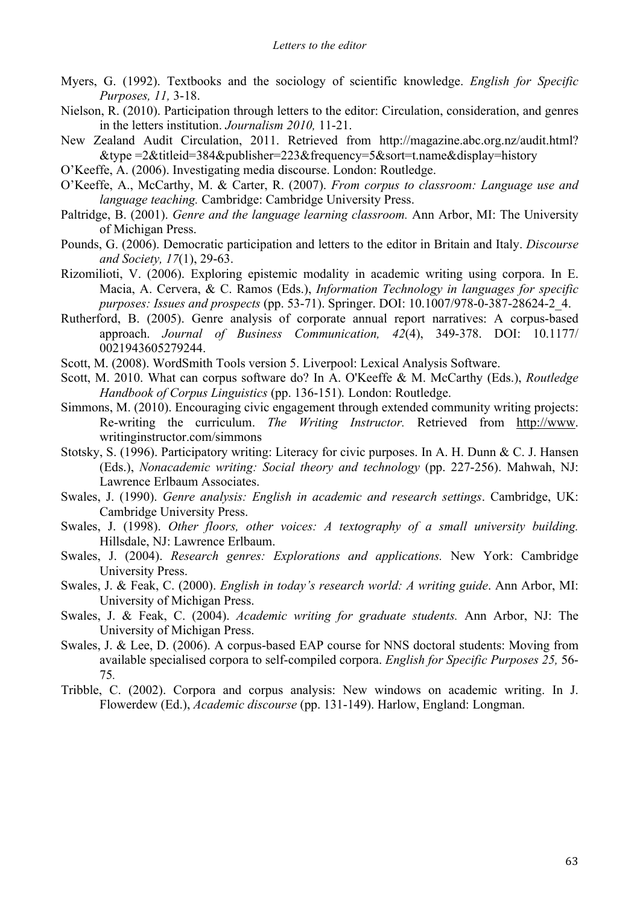Myers, G. (1992). Textbooks and the sociology of scientific knowledge. *English for Specific Purposes, 11,* 3-18.

Nielson, R. (2010). Participation through letters to the editor: Circulation, consideration, and genres in the letters institution. *Journalism 2010,* 11-21.

New Zealand Audit Circulation, 2011. Retrieved from http://magazine.abc.org.nz/audit.html?&type =2&titleid=384&publisher=223&frequency=5&sort=t.name&display=history

O'Keeffe, A. (2006). Investigating media discourse. London: Routledge.

O'Keeffe, A., McCarthy, M. & Carter, R. (2007). *From corpus to classroom: Language use and language teaching.* Cambridge: Cambridge University Press.

Paltridge, B. (2001). *Genre and the language learning classroom.* Ann Arbor, MI: The University of Michigan Press.

Pounds, G. (2006). Democratic participation and letters to the editor in Britain and Italy. *Discourse and Society, 17*(1), 29-63.

Rizomilioti, V. (2006). Exploring epistemic modality in academic writing using corpora. In E. Macia, A. Cervera, & C. Ramos (Eds.), *Information Technology in languages for specific purposes: Issues and prospects* (pp. 53-71). Springer. DOI: 10.1007/978-0-387-28624-2_4.

Rutherford, B. (2005). Genre analysis of corporate annual report narratives: A corpus-based approach. *Journal of Business Communication, 42*(4), 349-378. DOI: 10.1177/0021943605279244.

Scott, M. (2008). WordSmith Tools version 5. Liverpool: Lexical Analysis Software.

Scott, M. 2010. What can corpus software do? In A. O'Keeffe & M. McCarthy (Eds.), *Routledge Handbook of Corpus Linguistics* (pp. 136-151)*.* London: Routledge.

Simmons, M. (2010). Encouraging civic engagement through extended community writing projects: Re-writing the curriculum. *The Writing Instructor.* Retrieved from http://www.writinginstructor.com/simmons

Stotsky, S. (1996). Participatory writing: Literacy for civic purposes. In A. H. Dunn & C. J. Hansen (Eds.), *Nonacademic writing: Social theory and technology* (pp. 227-256). Mahwah, NJ: Lawrence Erlbaum Associates.

Swales, J. (1990). *Genre analysis: English in academic and research settings*. Cambridge, UK: Cambridge University Press.

Swales, J. (1998). *Other floors, other voices: A textography of a small university building.* Hillsdale, NJ: Lawrence Erlbaum.

Swales, J. (2004). *Research genres: Explorations and applications.* New York: Cambridge University Press.

Swales, J. & Feak, C. (2000). *English in today's research world: A writing guide*. Ann Arbor, MI: University of Michigan Press.

Swales, J. & Feak, C. (2004). *Academic writing for graduate students.* Ann Arbor, NJ: The University of Michigan Press.

Swales, J. & Lee, D. (2006). A corpus-based EAP course for NNS doctoral students: Moving from available specialised corpora to self-compiled corpora. *English for Specific Purposes 25,* 56-75.

Tribble, C. (2002). Corpora and corpus analysis: New windows on academic writing. In J. Flowerdew (Ed.), *Academic discourse* (pp. 131-149). Harlow, England: Longman.